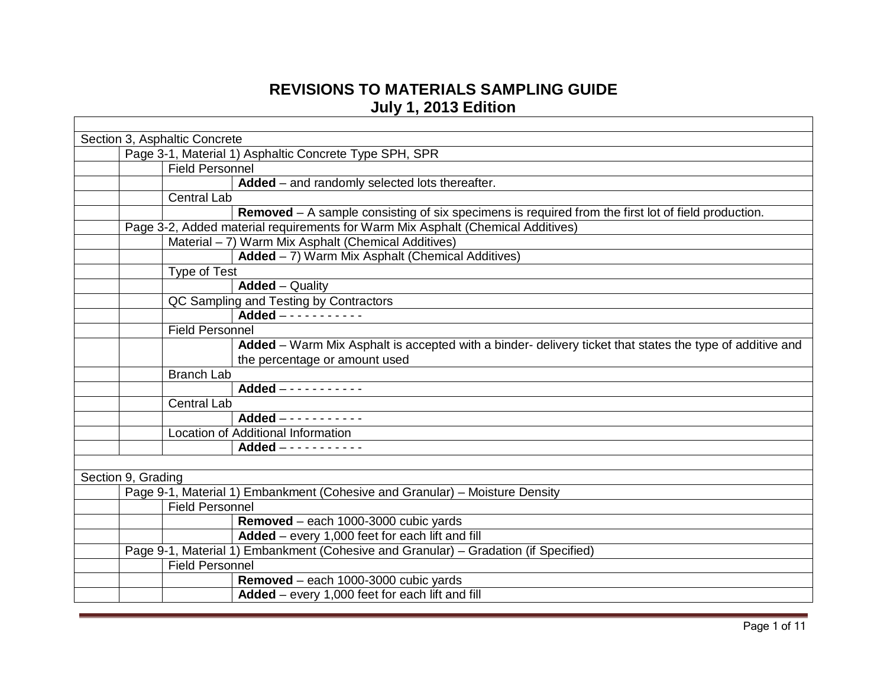# REVISIONS TO MATERIALS SAMPLING GUIDE
## July 1, 2013 Edition

| | | | |
|---|---|---|---|
| Section 3, Asphaltic Concrete | | | |
| | Page 3-1, Material 1) Asphaltic Concrete Type SPH, SPR | | |
| | | Field Personnel | |
| | | | **Added** – and randomly selected lots thereafter. |
| | | Central Lab | |
| | | | **Removed** – A sample consisting of six specimens is required from the first lot of field production. |
| | Page 3-2, Added material requirements for Warm Mix Asphalt (Chemical Additives) | | |
| | | Material – 7) Warm Mix Asphalt (Chemical Additives) | |
| | | | **Added** – 7) Warm Mix Asphalt (Chemical Additives) |
| | | Type of Test | |
| | | | **Added** – Quality |
| | | QC Sampling and Testing by Contractors | |
| | | | **Added** – - - - - - - - - - - |
| | | Field Personnel | |
| | | | **Added** – Warm Mix Asphalt is accepted with a binder- delivery ticket that states the type of additive and the percentage or amount used |
| | | Branch Lab | |
| | | | **Added** – - - - - - - - - - - |
| | | Central Lab | |
| | | | **Added** – - - - - - - - - - - |
| | | Location of Additional Information | |
| | | | **Added** – - - - - - - - - - - |
| | | | |
| Section 9, Grading | | | |
| | Page 9-1, Material 1) Embankment (Cohesive and Granular) – Moisture Density | | |
| | | Field Personnel | |
| | | | **Removed** – each 1000-3000 cubic yards |
| | | | **Added** – every 1,000 feet for each lift and fill |
| | Page 9-1, Material 1) Embankment (Cohesive and Granular) – Gradation (if Specified) | | |
| | | Field Personnel | |
| | | | **Removed** – each 1000-3000 cubic yards |
| | | | **Added** – every 1,000 feet for each lift and fill |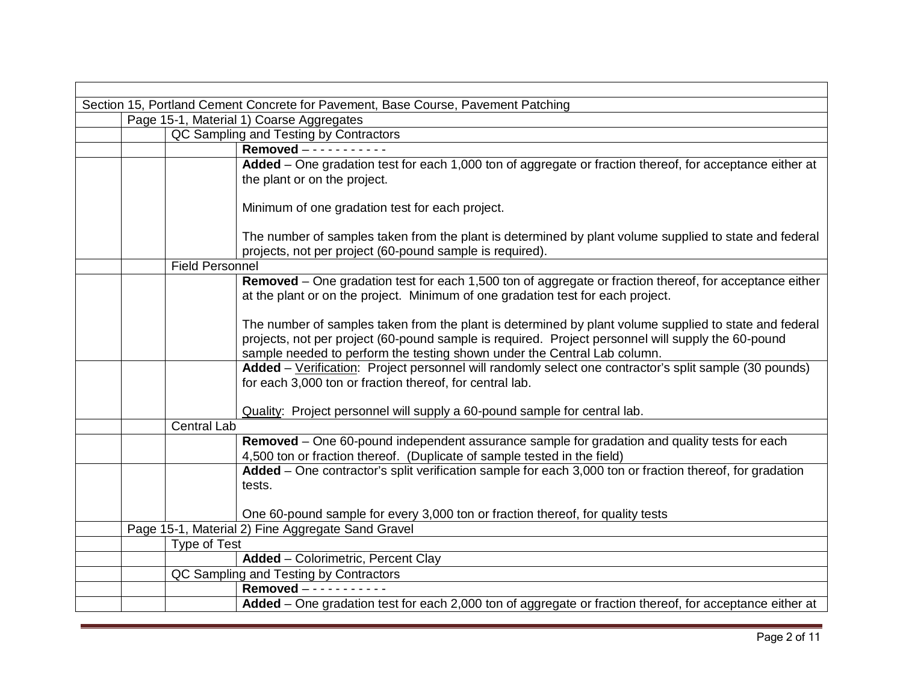| | | | |
|---|---|---|---|
| Section 15, Portland Cement Concrete for Pavement, Base Course, Pavement Patching | | | |
| | Page 15-1, Material 1) Coarse Aggregates | | |
| | | QC Sampling and Testing by Contractors | |
| | | | **Removed** – - - - - - - - - - - - |
| | | | **Added** – One gradation test for each 1,000 ton of aggregate or fraction thereof, for acceptance either at the plant or on the project.<br><br>Minimum of one gradation test for each project.<br><br>The number of samples taken from the plant is determined by plant volume supplied to state and federal projects, not per project (60-pound sample is required). |
| | | Field Personnel | |
| | | | **Removed** – One gradation test for each 1,500 ton of aggregate or fraction thereof, for acceptance either at the plant or on the project. Minimum of one gradation test for each project.<br><br>The number of samples taken from the plant is determined by plant volume supplied to state and federal projects, not per project (60-pound sample is required. Project personnel will supply the 60-pound sample needed to perform the testing shown under the Central Lab column. |
| | | | **Added** – Verification: Project personnel will randomly select one contractor's split sample (30 pounds) for each 3,000 ton or fraction thereof, for central lab.<br><br>Quality: Project personnel will supply a 60-pound sample for central lab. |
| | | Central Lab | |
| | | | **Removed** – One 60-pound independent assurance sample for gradation and quality tests for each 4,500 ton or fraction thereof. (Duplicate of sample tested in the field) |
| | | | **Added** – One contractor's split verification sample for each 3,000 ton or fraction thereof, for gradation tests.<br><br>One 60-pound sample for every 3,000 ton or fraction thereof, for quality tests |
| | Page 15-1, Material 2) Fine Aggregate Sand Gravel | | |
| | | Type of Test | |
| | | | **Added** – Colorimetric, Percent Clay |
| | | QC Sampling and Testing by Contractors | |
| | | | **Removed** – - - - - - - - - - - - |
| | | | **Added** – One gradation test for each 2,000 ton of aggregate or fraction thereof, for acceptance either at |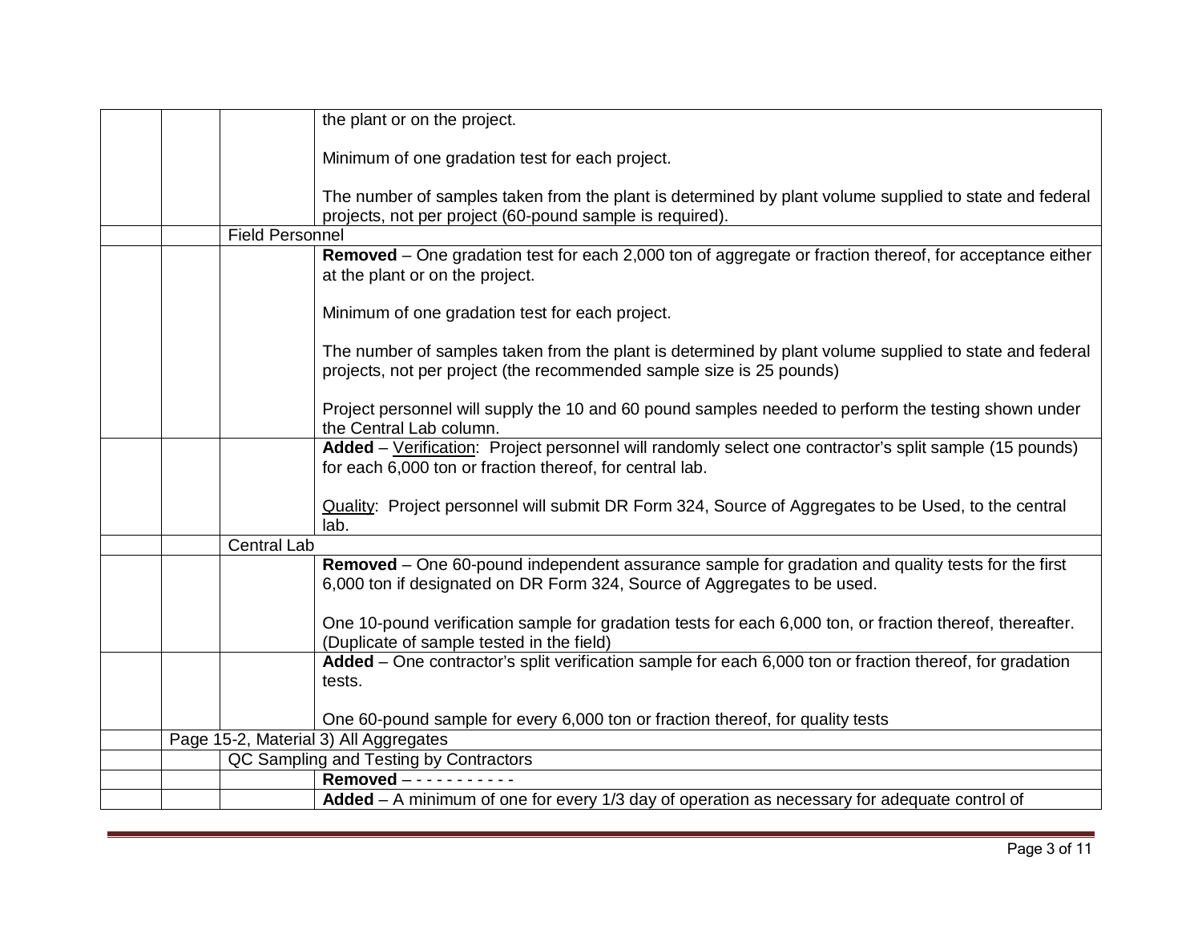| | | | |
|---|---|---|---|
| | | | the plant or on the project.<br><br>Minimum of one gradation test for each project.<br><br>The number of samples taken from the plant is determined by plant volume supplied to state and federal projects, not per project (60-pound sample is required). |
| | | Field Personnel | |
| | | | **Removed** – One gradation test for each 2,000 ton of aggregate or fraction thereof, for acceptance either at the plant or on the project.<br><br>Minimum of one gradation test for each project.<br><br>The number of samples taken from the plant is determined by plant volume supplied to state and federal projects, not per project (the recommended sample size is 25 pounds)<br><br>Project personnel will supply the 10 and 60 pound samples needed to perform the testing shown under the Central Lab column. |
| | | | **Added** – <u>Verification</u>: Project personnel will randomly select one contractor's split sample (15 pounds) for each 6,000 ton or fraction thereof, for central lab.<br><br><u>Quality</u>: Project personnel will submit DR Form 324, Source of Aggregates to be Used, to the central lab. |
| | | Central Lab | |
| | | | **Removed** – One 60-pound independent assurance sample for gradation and quality tests for the first 6,000 ton if designated on DR Form 324, Source of Aggregates to be used.<br><br>One 10-pound verification sample for gradation tests for each 6,000 ton, or fraction thereof, thereafter. (Duplicate of sample tested in the field) |
| | | | **Added** – One contractor's split verification sample for each 6,000 ton or fraction thereof, for gradation tests.<br><br>One 60-pound sample for every 6,000 ton or fraction thereof, for quality tests |
| | Page 15-2, Material 3) All Aggregates | | |
| | | QC Sampling and Testing by Contractors | |
| | | | **Removed** – - - - - - - - - - - |
| | | | **Added** – A minimum of one for every 1/3 day of operation as necessary for adequate control of |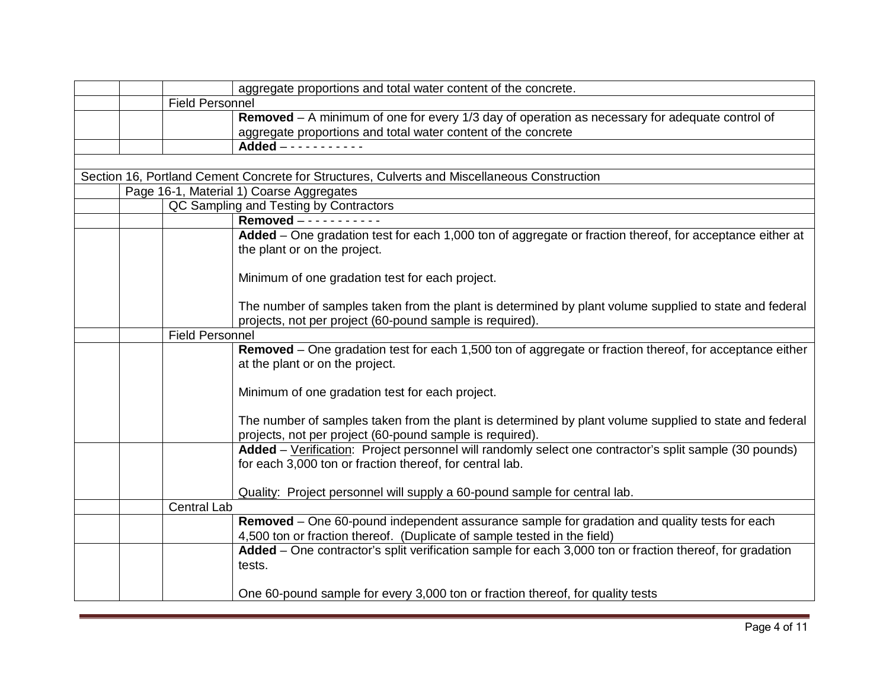| | | | |
|---|---|---|---|
| | | | aggregate proportions and total water content of the concrete. |
| | | Field Personnel | |
| | | | **Removed** – A minimum of one for every 1/3 day of operation as necessary for adequate control of aggregate proportions and total water content of the concrete |
| | | | **Added** – - - - - - - - - - - |
| | | | |
| Section 16, Portland Cement Concrete for Structures, Culverts and Miscellaneous Construction | | | |
| | Page 16-1, Material 1) Coarse Aggregates | | |
| | | QC Sampling and Testing by Contractors | |
| | | | **Removed** – - - - - - - - - - - |
| | | | **Added** – One gradation test for each 1,000 ton of aggregate or fraction thereof, for acceptance either at the plant or on the project.<br><br>Minimum of one gradation test for each project.<br><br>The number of samples taken from the plant is determined by plant volume supplied to state and federal projects, not per project (60-pound sample is required). |
| | | Field Personnel | |
| | | | **Removed** – One gradation test for each 1,500 ton of aggregate or fraction thereof, for acceptance either at the plant or on the project.<br><br>Minimum of one gradation test for each project.<br><br>The number of samples taken from the plant is determined by plant volume supplied to state and federal projects, not per project (60-pound sample is required). |
| | | | **Added** – Verification: Project personnel will randomly select one contractor's split sample (30 pounds) for each 3,000 ton or fraction thereof, for central lab.<br><br>Quality: Project personnel will supply a 60-pound sample for central lab. |
| | | Central Lab | |
| | | | **Removed** – One 60-pound independent assurance sample for gradation and quality tests for each 4,500 ton or fraction thereof. (Duplicate of sample tested in the field) |
| | | | **Added** – One contractor's split verification sample for each 3,000 ton or fraction thereof, for gradation tests.<br><br>One 60-pound sample for every 3,000 ton or fraction thereof, for quality tests |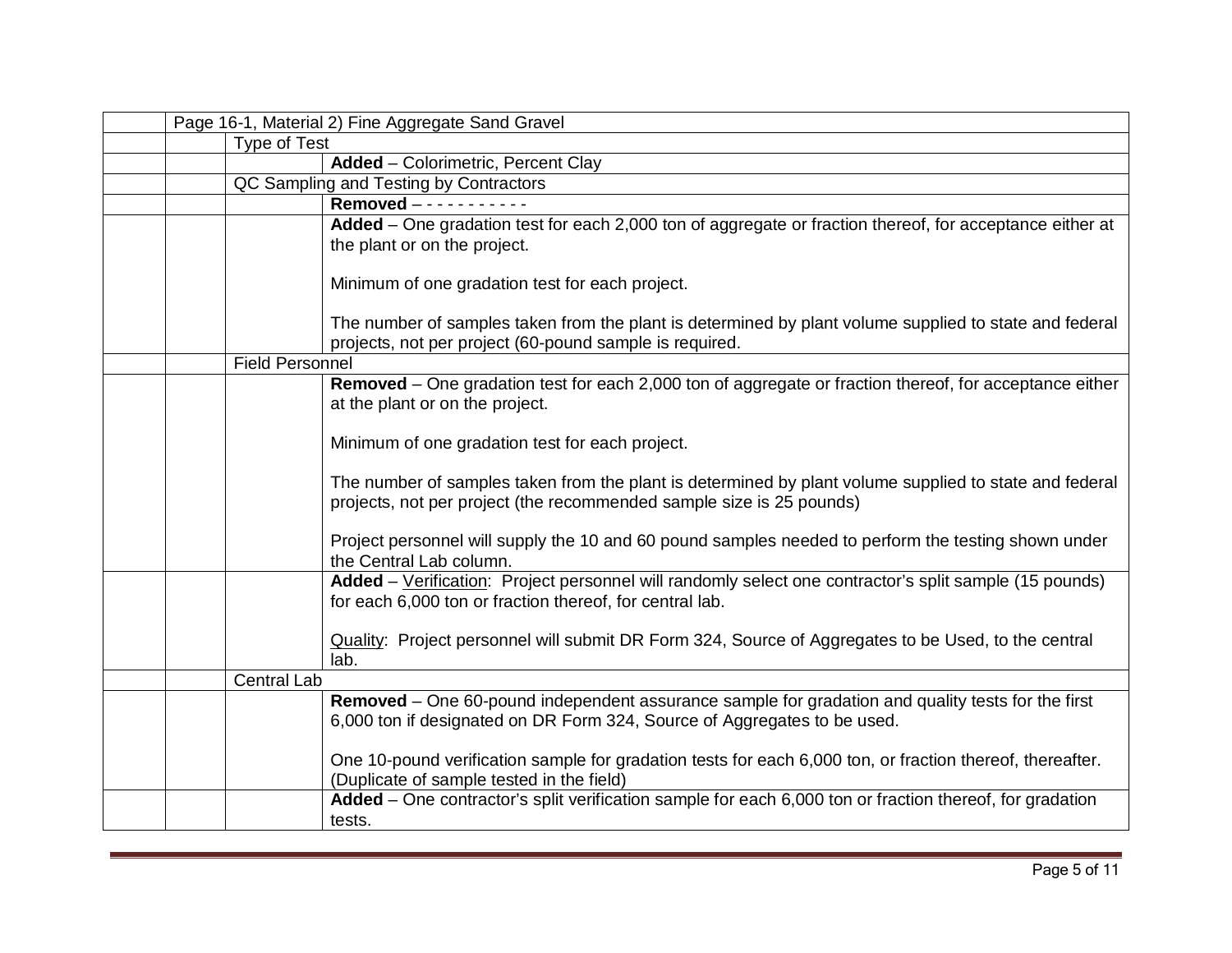| | | | |
|---|---|---|---|
| | Page 16-1, Material 2) Fine Aggregate Sand Gravel | | |
| | | Type of Test | |
| | | | **Added** – Colorimetric, Percent Clay |
| | | QC Sampling and Testing by Contractors | |
| | | | **Removed** – - - - - - - - - - - |
| | | | **Added** – One gradation test for each 2,000 ton of aggregate or fraction thereof, for acceptance either at the plant or on the project.<br><br>Minimum of one gradation test for each project.<br><br>The number of samples taken from the plant is determined by plant volume supplied to state and federal projects, not per project (60-pound sample is required. |
| | | Field Personnel | |
| | | | **Removed** – One gradation test for each 2,000 ton of aggregate or fraction thereof, for acceptance either at the plant or on the project.<br><br>Minimum of one gradation test for each project.<br><br>The number of samples taken from the plant is determined by plant volume supplied to state and federal projects, not per project (the recommended sample size is 25 pounds)<br><br>Project personnel will supply the 10 and 60 pound samples needed to perform the testing shown under the Central Lab column. |
| | | | **Added** – Verification: Project personnel will randomly select one contractor's split sample (15 pounds) for each 6,000 ton or fraction thereof, for central lab.<br><br>Quality: Project personnel will submit DR Form 324, Source of Aggregates to be Used, to the central lab. |
| | | Central Lab | |
| | | | **Removed** – One 60-pound independent assurance sample for gradation and quality tests for the first 6,000 ton if designated on DR Form 324, Source of Aggregates to be used.<br><br>One 10-pound verification sample for gradation tests for each 6,000 ton, or fraction thereof, thereafter. (Duplicate of sample tested in the field) |
| | | | **Added** – One contractor's split verification sample for each 6,000 ton or fraction thereof, for gradation tests. |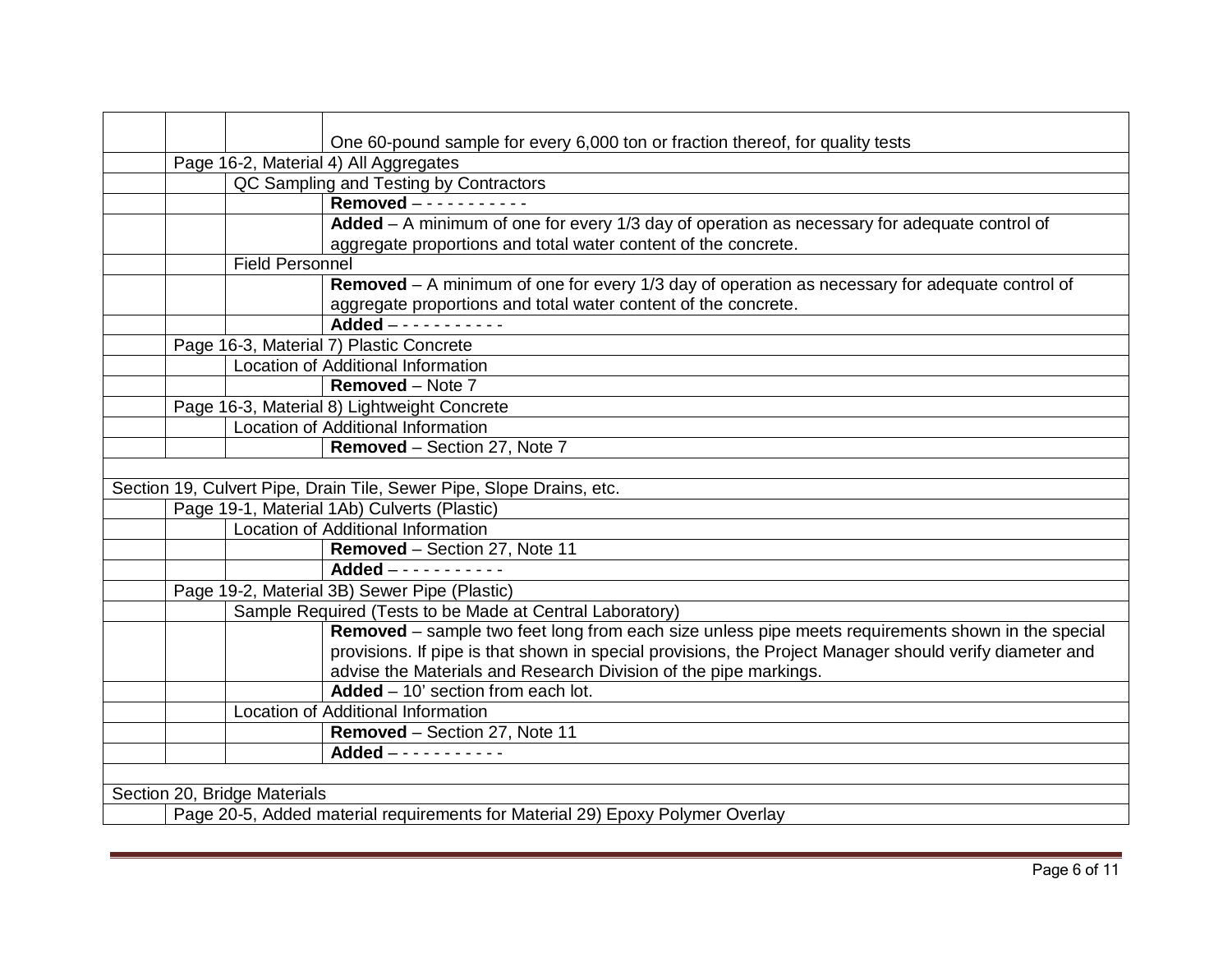| | | | |
|---|---|---|---|
| | | | One 60-pound sample for every 6,000 ton or fraction thereof, for quality tests |
| | Page 16-2, Material 4) All Aggregates | | |
| | | QC Sampling and Testing by Contractors | |
| | | | **Removed** – - - - - - - - - - - |
| | | | **Added** – A minimum of one for every 1/3 day of operation as necessary for adequate control of aggregate proportions and total water content of the concrete. |
| | | Field Personnel | |
| | | | **Removed** – A minimum of one for every 1/3 day of operation as necessary for adequate control of aggregate proportions and total water content of the concrete. |
| | | | **Added** – - - - - - - - - - - |
| | Page 16-3, Material 7) Plastic Concrete | | |
| | | Location of Additional Information | |
| | | | **Removed** – Note 7 |
| | Page 16-3, Material 8) Lightweight Concrete | | |
| | | Location of Additional Information | |
| | | | **Removed** – Section 27, Note 7 |
| | | | |
| Section 19, Culvert Pipe, Drain Tile, Sewer Pipe, Slope Drains, etc. | | | |
| | Page 19-1, Material 1Ab) Culverts (Plastic) | | |
| | | Location of Additional Information | |
| | | | **Removed** – Section 27, Note 11 |
| | | | **Added** – - - - - - - - - - - |
| | Page 19-2, Material 3B) Sewer Pipe (Plastic) | | |
| | | Sample Required (Tests to be Made at Central Laboratory) | |
| | | | **Removed** – sample two feet long from each size unless pipe meets requirements shown in the special provisions. If pipe is that shown in special provisions, the Project Manager should verify diameter and advise the Materials and Research Division of the pipe markings. |
| | | | **Added** – 10' section from each lot. |
| | | Location of Additional Information | |
| | | | **Removed** – Section 27, Note 11 |
| | | | **Added** – - - - - - - - - - - |
| | | | |
| Section 20, Bridge Materials | | | |
| | Page 20-5, Added material requirements for Material 29) Epoxy Polymer Overlay | | |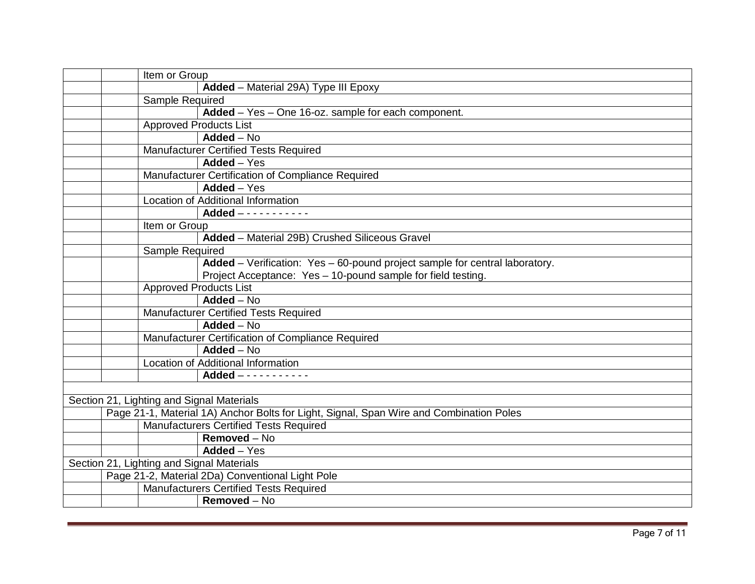| | | | |
|---|---|---|---|
| | | Item or Group | |
| | | | **Added** – Material 29A) Type III Epoxy |
| | | Sample Required | |
| | | | **Added** – Yes – One 16-oz. sample for each component. |
| | | Approved Products List | |
| | | | **Added** – No |
| | | Manufacturer Certified Tests Required | |
| | | | **Added** – Yes |
| | | Manufacturer Certification of Compliance Required | |
| | | | **Added** – Yes |
| | | Location of Additional Information | |
| | | | **Added** – - - - - - - - - - - |
| | | Item or Group | |
| | | | **Added** – Material 29B) Crushed Siliceous Gravel |
| | | Sample Required | |
| | | | **Added** – Verification: Yes – 60-pound project sample for central laboratory. Project Acceptance: Yes – 10-pound sample for field testing. |
| | | Approved Products List | |
| | | | **Added** – No |
| | | Manufacturer Certified Tests Required | |
| | | | **Added** – No |
| | | Manufacturer Certification of Compliance Required | |
| | | | **Added** – No |
| | | Location of Additional Information | |
| | | | **Added** – - - - - - - - - - - |
| | | | |
| Section 21, Lighting and Signal Materials | | | |
| | Page 21-1, Material 1A) Anchor Bolts for Light, Signal, Span Wire and Combination Poles | | |
| | | Manufacturers Certified Tests Required | |
| | | | **Removed** – No |
| | | | **Added** – Yes |
| Section 21, Lighting and Signal Materials | | | |
| | Page 21-2, Material 2Da) Conventional Light Pole | | |
| | | Manufacturers Certified Tests Required | |
| | | | **Removed** – No |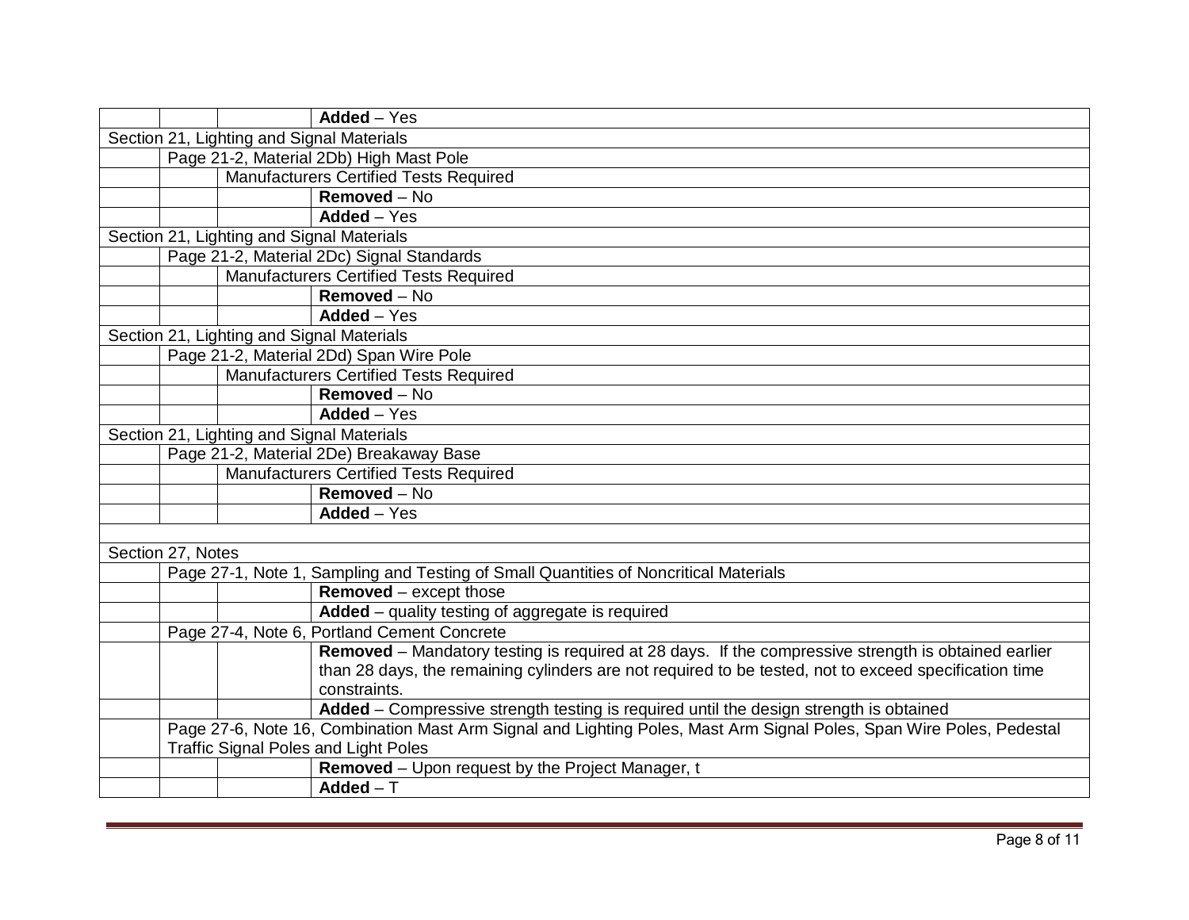| | | | |
|---|---|---|---|
| | | | **Added** – Yes |
| Section 21, Lighting and Signal Materials | | | |
| | Page 21-2, Material 2Db) High Mast Pole | | |
| | | Manufacturers Certified Tests Required | |
| | | | **Removed** – No |
| | | | **Added** – Yes |
| Section 21, Lighting and Signal Materials | | | |
| | Page 21-2, Material 2Dc) Signal Standards | | |
| | | Manufacturers Certified Tests Required | |
| | | | **Removed** – No |
| | | | **Added** – Yes |
| Section 21, Lighting and Signal Materials | | | |
| | Page 21-2, Material 2Dd) Span Wire Pole | | |
| | | Manufacturers Certified Tests Required | |
| | | | **Removed** – No |
| | | | **Added** – Yes |
| Section 21, Lighting and Signal Materials | | | |
| | Page 21-2, Material 2De) Breakaway Base | | |
| | | Manufacturers Certified Tests Required | |
| | | | **Removed** – No |
| | | | **Added** – Yes |
| | | | |
| Section 27, Notes | | | |
| | Page 27-1, Note 1, Sampling and Testing of Small Quantities of Noncritical Materials | | |
| | | | **Removed** – except those |
| | | | **Added** – quality testing of aggregate is required |
| | Page 27-4, Note 6, Portland Cement Concrete | | |
| | | | **Removed** – Mandatory testing is required at 28 days. If the compressive strength is obtained earlier than 28 days, the remaining cylinders are not required to be tested, not to exceed specification time constraints. |
| | | | **Added** – Compressive strength testing is required until the design strength is obtained |
| | Page 27-6, Note 16, Combination Mast Arm Signal and Lighting Poles, Mast Arm Signal Poles, Span Wire Poles, Pedestal Traffic Signal Poles and Light Poles | | |
| | | | **Removed** – Upon request by the Project Manager, t |
| | | | **Added** – T |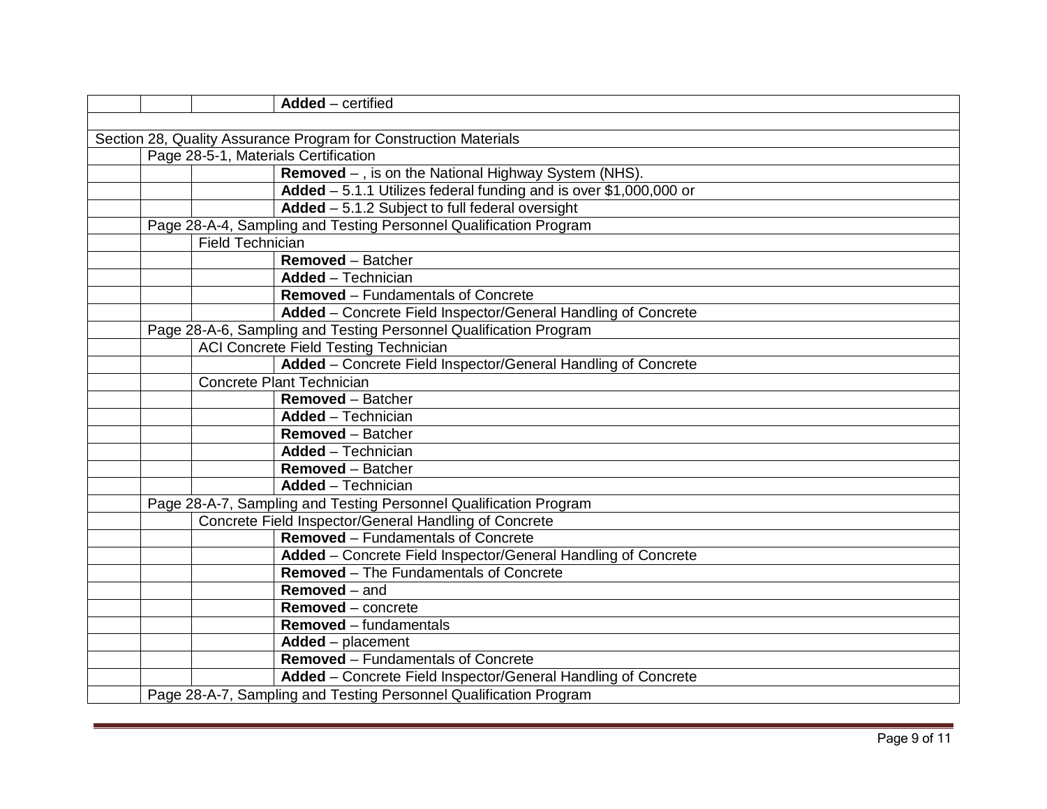| | | | |
|---|---|---|---|
| | | | **Added** – certified |
| | | | |
| Section 28, Quality Assurance Program for Construction Materials | | | |
| | Page 28-5-1, Materials Certification | | |
| | | | **Removed** – , is on the National Highway System (NHS). |
| | | | **Added** – 5.1.1 Utilizes federal funding and is over $1,000,000 or |
| | | | **Added** – 5.1.2 Subject to full federal oversight |
| | Page 28-A-4, Sampling and Testing Personnel Qualification Program | | |
| | | Field Technician | |
| | | | **Removed** – Batcher |
| | | | **Added** – Technician |
| | | | **Removed** – Fundamentals of Concrete |
| | | | **Added** – Concrete Field Inspector/General Handling of Concrete |
| | Page 28-A-6, Sampling and Testing Personnel Qualification Program | | |
| | | ACI Concrete Field Testing Technician | |
| | | | **Added** – Concrete Field Inspector/General Handling of Concrete |
| | | Concrete Plant Technician | |
| | | | **Removed** – Batcher |
| | | | **Added** – Technician |
| | | | **Removed** – Batcher |
| | | | **Added** – Technician |
| | | | **Removed** – Batcher |
| | | | **Added** – Technician |
| | Page 28-A-7, Sampling and Testing Personnel Qualification Program | | |
| | | Concrete Field Inspector/General Handling of Concrete | |
| | | | **Removed** – Fundamentals of Concrete |
| | | | **Added** – Concrete Field Inspector/General Handling of Concrete |
| | | | **Removed** – The Fundamentals of Concrete |
| | | | **Removed** – and |
| | | | **Removed** – concrete |
| | | | **Removed** – fundamentals |
| | | | **Added** – placement |
| | | | **Removed** – Fundamentals of Concrete |
| | | | **Added** – Concrete Field Inspector/General Handling of Concrete |
| | Page 28-A-7, Sampling and Testing Personnel Qualification Program | | |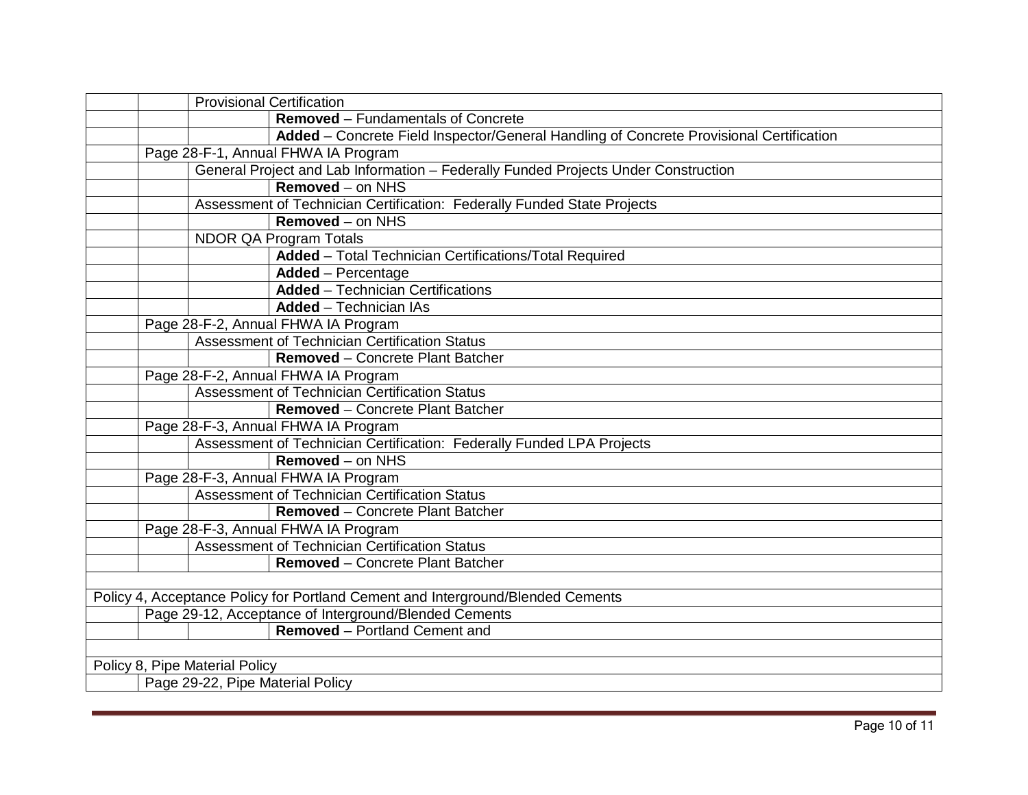| | | | |
|---|---|---|---|
| | | Provisional Certification | |
| | | | **Removed** – Fundamentals of Concrete |
| | | | **Added** – Concrete Field Inspector/General Handling of Concrete Provisional Certification |
| | Page 28-F-1, Annual FHWA IA Program | | |
| | | General Project and Lab Information – Federally Funded Projects Under Construction | |
| | | | **Removed** – on NHS |
| | | Assessment of Technician Certification: Federally Funded State Projects | |
| | | | **Removed** – on NHS |
| | | NDOR QA Program Totals | |
| | | | **Added** – Total Technician Certifications/Total Required |
| | | | **Added** – Percentage |
| | | | **Added** – Technician Certifications |
| | | | **Added** – Technician IAs |
| | Page 28-F-2, Annual FHWA IA Program | | |
| | | Assessment of Technician Certification Status | |
| | | | **Removed** – Concrete Plant Batcher |
| | Page 28-F-2, Annual FHWA IA Program | | |
| | | Assessment of Technician Certification Status | |
| | | | **Removed** – Concrete Plant Batcher |
| | Page 28-F-3, Annual FHWA IA Program | | |
| | | Assessment of Technician Certification: Federally Funded LPA Projects | |
| | | | **Removed** – on NHS |
| | Page 28-F-3, Annual FHWA IA Program | | |
| | | Assessment of Technician Certification Status | |
| | | | **Removed** – Concrete Plant Batcher |
| | Page 28-F-3, Annual FHWA IA Program | | |
| | | Assessment of Technician Certification Status | |
| | | | **Removed** – Concrete Plant Batcher |
| | | | |
| Policy 4, Acceptance Policy for Portland Cement and Interground/Blended Cements | | | |
| | Page 29-12, Acceptance of Interground/Blended Cements | | |
| | | | **Removed** – Portland Cement and |
| | | | |
| Policy 8, Pipe Material Policy | | | |
| | Page 29-22, Pipe Material Policy | | |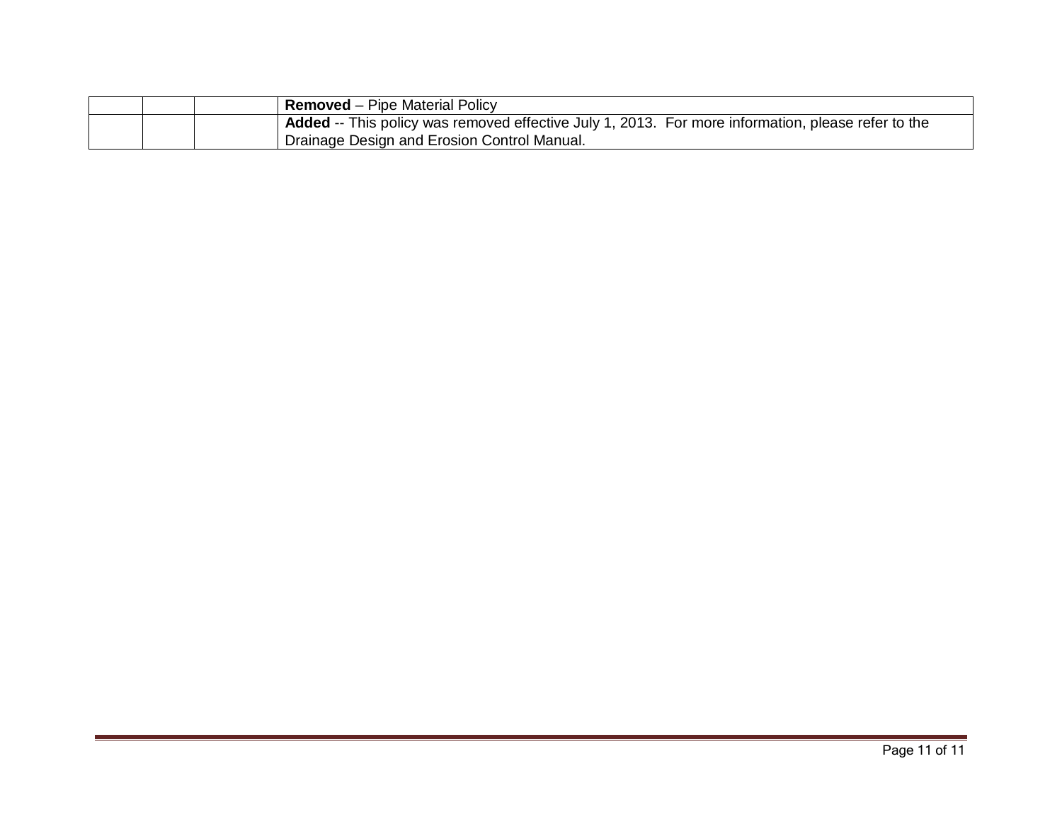| | | | |
|---|---|---|---|
| | | | **Removed** – Pipe Material Policy |
| | | | **Added** -- This policy was removed effective July 1, 2013. For more information, please refer to the Drainage Design and Erosion Control Manual. |